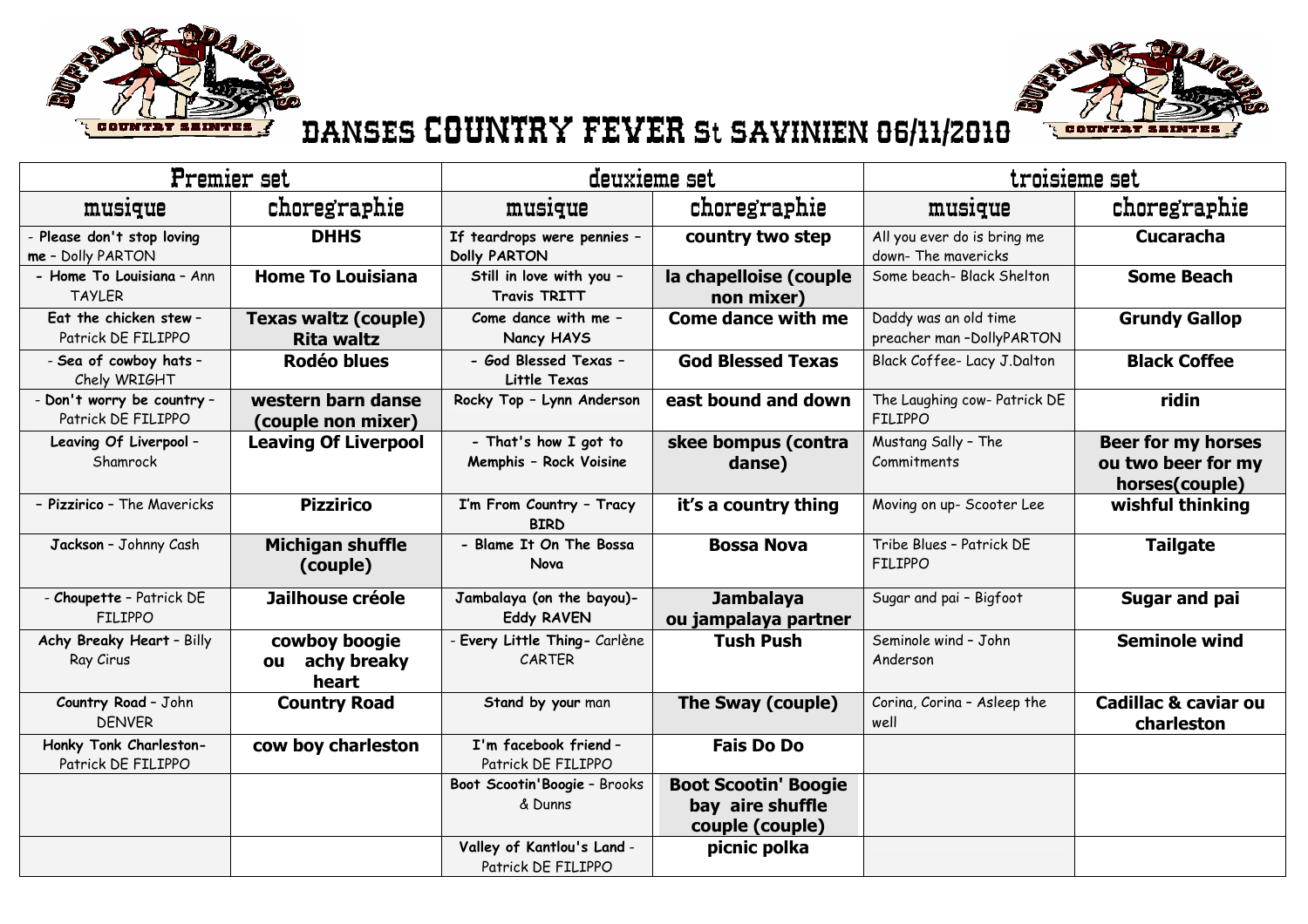# DANSES COUNTRY FEVER St SAVINIEN 06/11/2010

| Premier set | | deuxieme set | | troisieme set | |
|---|---|---|---|---|---|
| musique | choregraphie | musique | choregraphie | musique | choregraphie |
| - Please don't stop loving me – Dolly PARTON | **DHHS** | If teardrops were pennies – Dolly PARTON | **country two step** | All you ever do is bring me down- The mavericks | **Cucaracha** |
| - Home To Louisiana – Ann TAYLER | **Home To Louisiana** | Still in love with you – Travis TRITT | **la chapelloise (couple non mixer)** | Some beach- Black Shelton | **Some Beach** |
| Eat the chicken stew – Patrick DE FILIPPO | **Texas waltz (couple) Rita waltz** | Come dance with me – Nancy HAYS | **Come dance with me** | Daddy was an old time preacher man –DollyPARTON | **Grundy Gallop** |
| - Sea of cowboy hats – Chely WRIGHT | **Rodéo blues** | - God Blessed Texas – Little Texas | **God Blessed Texas** | Black Coffee- Lacy J.Dalton | **Black Coffee** |
| - Don't worry be country – Patrick DE FILIPPO | **western barn danse (couple non mixer)** | Rocky Top – Lynn Anderson | **east bound and down** | The Laughing cow- Patrick DE FILIPPO | **ridin** |
| Leaving Of Liverpool – Shamrock | **Leaving Of Liverpool** | - That's how I got to Memphis – Rock Voisine | **skee bompus (contra danse)** | Mustang Sally – The Commitments | **Beer for my horses ou two beer for my horses(couple)** |
| – Pizzirico – The Mavericks | **Pizzirico** | I'm From Country – Tracy BIRD | **it's a country thing** | Moving on up- Scooter Lee | **wishful thinking** |
| Jackson – Johnny Cash | **Michigan shuffle (couple)** | - Blame It On The Bossa Nova | **Bossa Nova** | Tribe Blues – Patrick DE FILIPPO | **Tailgate** |
| - Choupette – Patrick DE FILIPPO | **Jailhouse créole** | Jambalaya (on the bayou)- Eddy RAVEN | **Jambalaya ou jampalaya partner** | Sugar and pai – Bigfoot | **Sugar and pai** |
| Achy Breaky Heart – Billy Ray Cirus | **cowboy boogie ou achy breaky heart** | - Every Little Thing- Carlène CARTER | **Tush Push** | Seminole wind – John Anderson | **Seminole wind** |
| Country Road – John DENVER | **Country Road** | Stand by your man | **The Sway (couple)** | Corina, Corina – Asleep the well | **Cadillac & caviar ou charleston** |
| Honky Tonk Charleston- Patrick DE FILIPPO | **cow boy charleston** | I'm facebook friend – Patrick DE FILIPPO | **Fais Do Do** | | |
| | | Boot Scootin'Boogie – Brooks & Dunns | **Boot Scootin' Boogie bay aire shuffle couple (couple)** | | |
| | | Valley of Kantlou's Land - Patrick DE FILIPPO | **picnic polka** | | |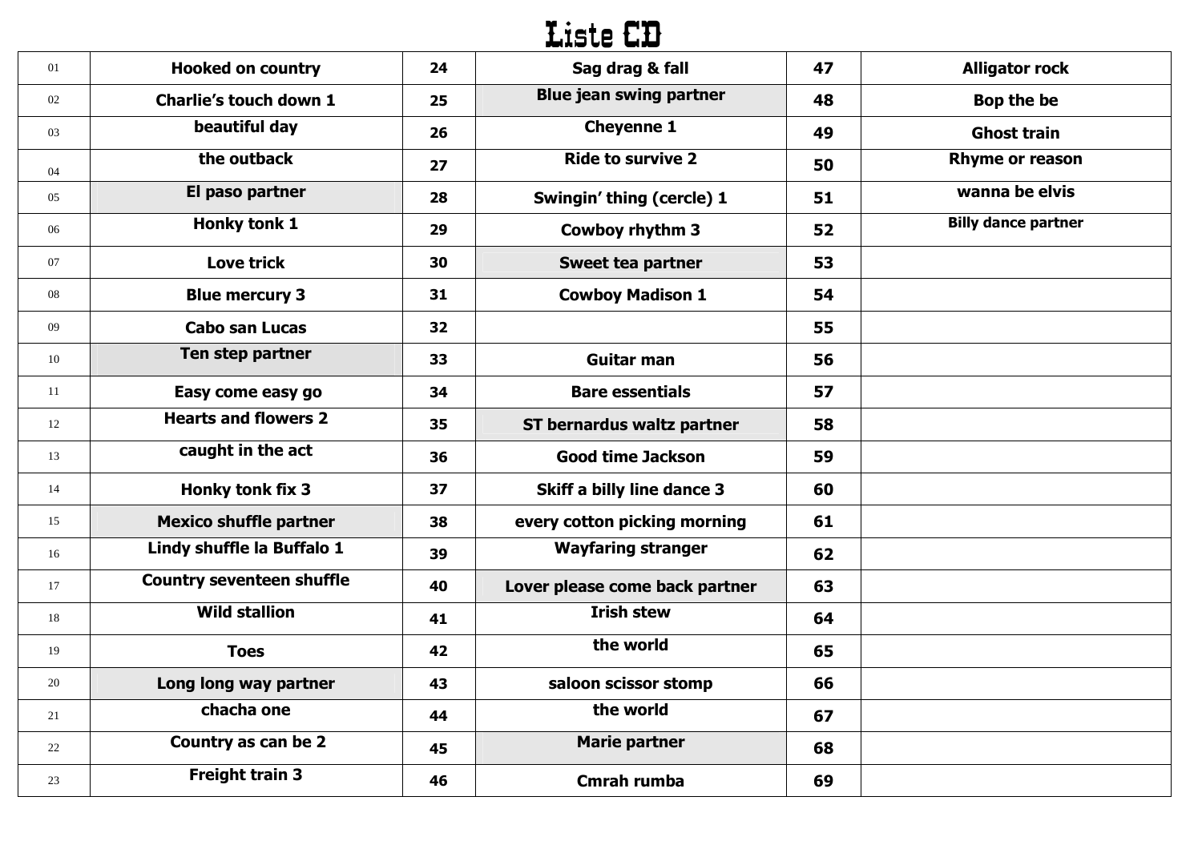# Liste CD

| | | | | | |
|---|---|---|---|---|---|
| 01 | **Hooked on country** | **24** | **Sag drag & fall** | **47** | **Alligator rock** |
| 02 | **Charlie's touch down 1** | **25** | **Blue jean swing partner** | **48** | **Bop the be** |
| 03 | **beautiful day** | **26** | **Cheyenne 1** | **49** | **Ghost train** |
| 04 | **the outback** | **27** | **Ride to survive 2** | **50** | **Rhyme or reason** |
| 05 | **El paso partner** | **28** | **Swingin' thing (cercle) 1** | **51** | **wanna be elvis** |
| 06 | **Honky tonk 1** | **29** | **Cowboy rhythm 3** | **52** | **Billy dance partner** |
| 07 | **Love trick** | **30** | **Sweet tea partner** | **53** | |
| 08 | **Blue mercury 3** | **31** | **Cowboy Madison 1** | **54** | |
| 09 | **Cabo san Lucas** | **32** | | **55** | |
| 10 | **Ten step partner** | **33** | **Guitar man** | **56** | |
| 11 | **Easy come easy go** | **34** | **Bare essentials** | **57** | |
| 12 | **Hearts and flowers 2** | **35** | **ST bernardus waltz partner** | **58** | |
| 13 | **caught in the act** | **36** | **Good time Jackson** | **59** | |
| 14 | **Honky tonk fix 3** | **37** | **Skiff a billy line dance 3** | **60** | |
| 15 | **Mexico shuffle partner** | **38** | **every cotton picking morning** | **61** | |
| 16 | **Lindy shuffle la Buffalo 1** | **39** | **Wayfaring stranger** | **62** | |
| 17 | **Country seventeen shuffle** | **40** | **Lover please come back partner** | **63** | |
| 18 | **Wild stallion** | **41** | **Irish stew** | **64** | |
| 19 | **Toes** | **42** | **the world** | **65** | |
| 20 | **Long long way partner** | **43** | **saloon scissor stomp** | **66** | |
| 21 | **chacha one** | **44** | **the world** | **67** | |
| 22 | **Country as can be 2** | **45** | **Marie partner** | **68** | |
| 23 | **Freight train 3** | **46** | **Cmrah rumba** | **69** | |